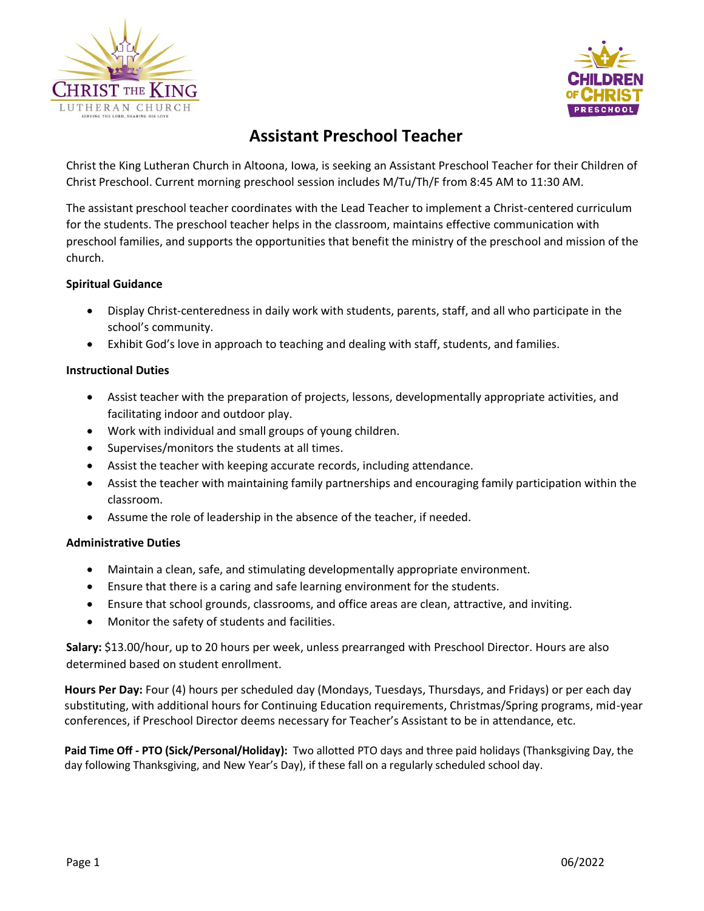# Assistant Preschool Teacher

Christ the King Lutheran Church in Altoona, Iowa, is seeking an Assistant Preschool Teacher for their Children of Christ Preschool. Current morning preschool session includes M/Tu/Th/F from 8:45 AM to 11:30 AM.

The assistant preschool teacher coordinates with the Lead Teacher to implement a Christ-centered curriculum for the students. The preschool teacher helps in the classroom, maintains effective communication with preschool families, and supports the opportunities that benefit the ministry of the preschool and mission of the church.

**Spiritual Guidance**

- Display Christ-centeredness in daily work with students, parents, staff, and all who participate in the school's community.
- Exhibit God's love in approach to teaching and dealing with staff, students, and families.

**Instructional Duties**

- Assist teacher with the preparation of projects, lessons, developmentally appropriate activities, and facilitating indoor and outdoor play.
- Work with individual and small groups of young children.
- Supervises/monitors the students at all times.
- Assist the teacher with keeping accurate records, including attendance.
- Assist the teacher with maintaining family partnerships and encouraging family participation within the classroom.
- Assume the role of leadership in the absence of the teacher, if needed.

**Administrative Duties**

- Maintain a clean, safe, and stimulating developmentally appropriate environment.
- Ensure that there is a caring and safe learning environment for the students.
- Ensure that school grounds, classrooms, and office areas are clean, attractive, and inviting.
- Monitor the safety of students and facilities.

**Salary:** $13.00/hour, up to 20 hours per week, unless prearranged with Preschool Director. Hours are also determined based on student enrollment.

**Hours Per Day:** Four (4) hours per scheduled day (Mondays, Tuesdays, Thursdays, and Fridays) or per each day substituting, with additional hours for Continuing Education requirements, Christmas/Spring programs, mid-year conferences, if Preschool Director deems necessary for Teacher's Assistant to be in attendance, etc.

**Paid Time Off - PTO (Sick/Personal/Holiday):** Two allotted PTO days and three paid holidays (Thanksgiving Day, the day following Thanksgiving, and New Year's Day), if these fall on a regularly scheduled school day.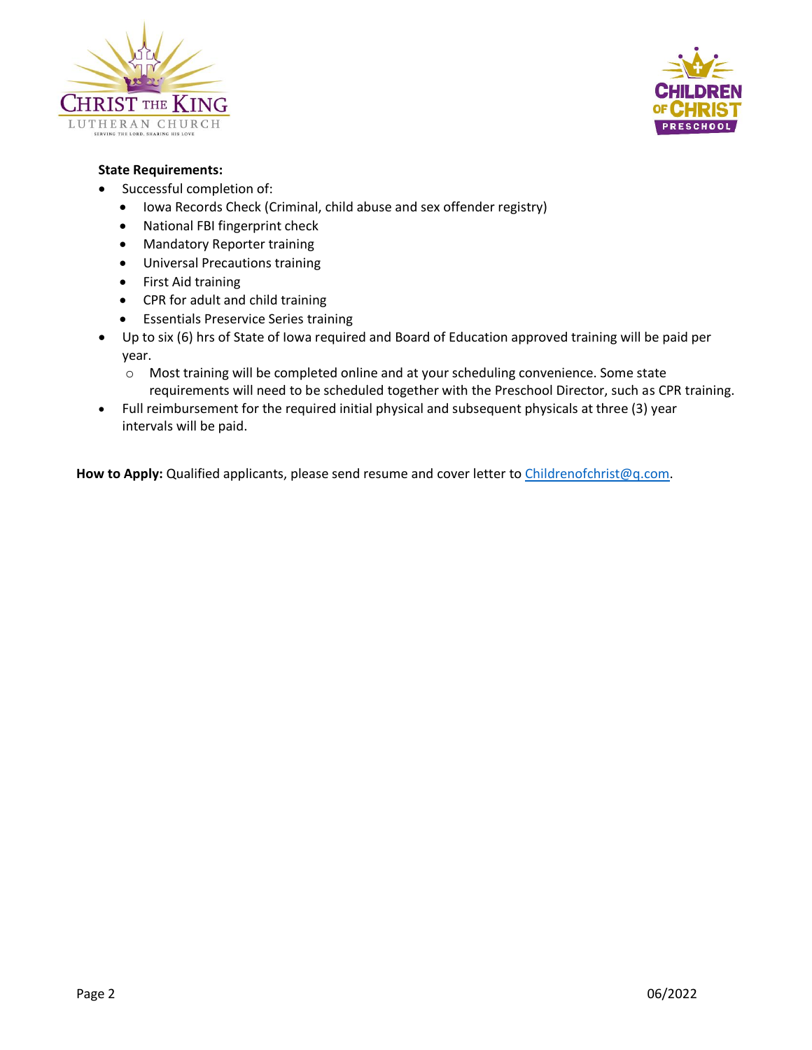**State Requirements:**

- Successful completion of:
  - Iowa Records Check (Criminal, child abuse and sex offender registry)
  - National FBI fingerprint check
  - Mandatory Reporter training
  - Universal Precautions training
  - First Aid training
  - CPR for adult and child training
  - Essentials Preservice Series training
- Up to six (6) hrs of State of Iowa required and Board of Education approved training will be paid per year.
  - Most training will be completed online and at your scheduling convenience. Some state requirements will need to be scheduled together with the Preschool Director, such as CPR training.
- Full reimbursement for the required initial physical and subsequent physicals at three (3) year intervals will be paid.

**How to Apply:** Qualified applicants, please send resume and cover letter to Childrenofchrist@q.com.